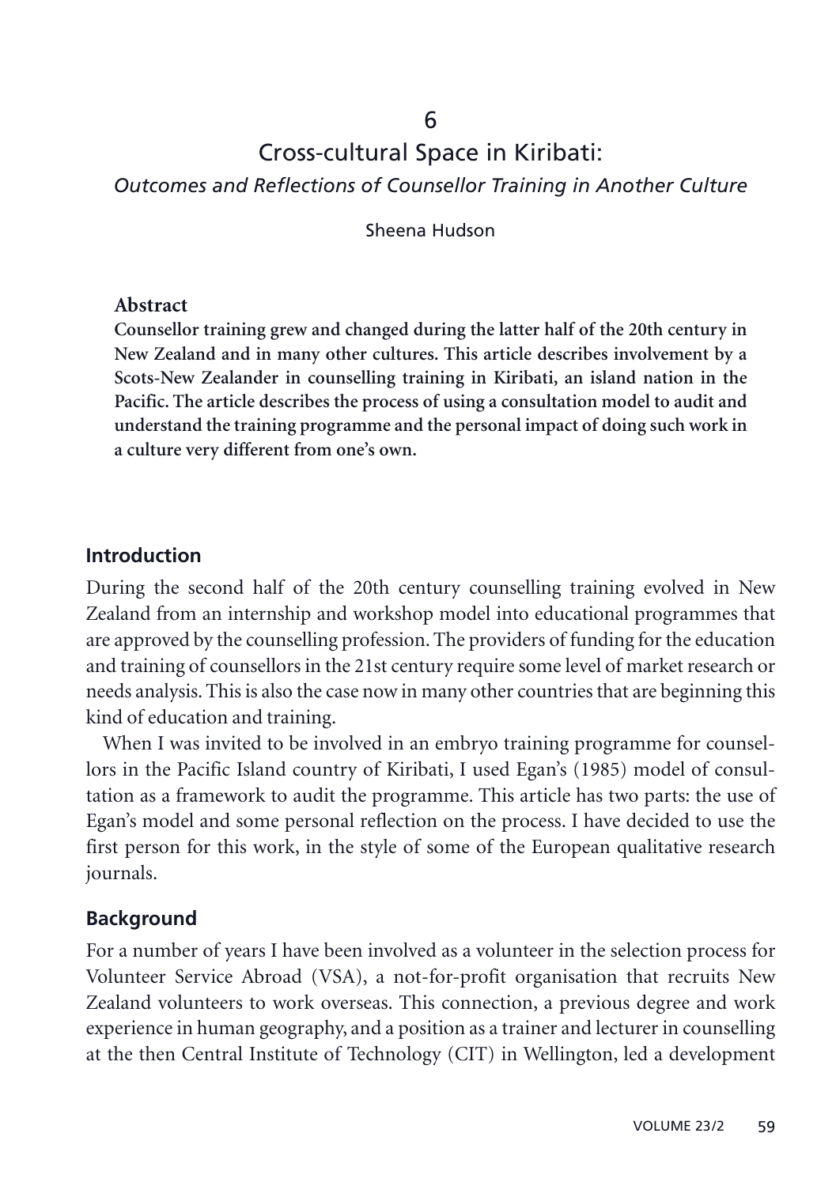# 6

# Cross-cultural Space in Kiribati:

*Outcomes and Reflections of Counsellor Training in Another Culture*

Sheena Hudson

**Abstract**

**Counsellor training grew and changed during the latter half of the 20th century in New Zealand and in many other cultures. This article describes involvement by a Scots-New Zealander in counselling training in Kiribati, an island nation in the Pacific. The article describes the process of using a consultation model to audit and understand the training programme and the personal impact of doing such work in a culture very different from one's own.**

## Introduction

During the second half of the 20th century counselling training evolved in New Zealand from an internship and workshop model into educational programmes that are approved by the counselling profession. The providers of funding for the education and training of counsellors in the 21st century require some level of market research or needs analysis. This is also the case now in many other countries that are beginning this kind of education and training.

When I was invited to be involved in an embryo training programme for counsellors in the Pacific Island country of Kiribati, I used Egan's (1985) model of consultation as a framework to audit the programme. This article has two parts: the use of Egan's model and some personal reflection on the process. I have decided to use the first person for this work, in the style of some of the European qualitative research journals.

## Background

For a number of years I have been involved as a volunteer in the selection process for Volunteer Service Abroad (VSA), a not-for-profit organisation that recruits New Zealand volunteers to work overseas. This connection, a previous degree and work experience in human geography, and a position as a trainer and lecturer in counselling at the then Central Institute of Technology (CIT) in Wellington, led a development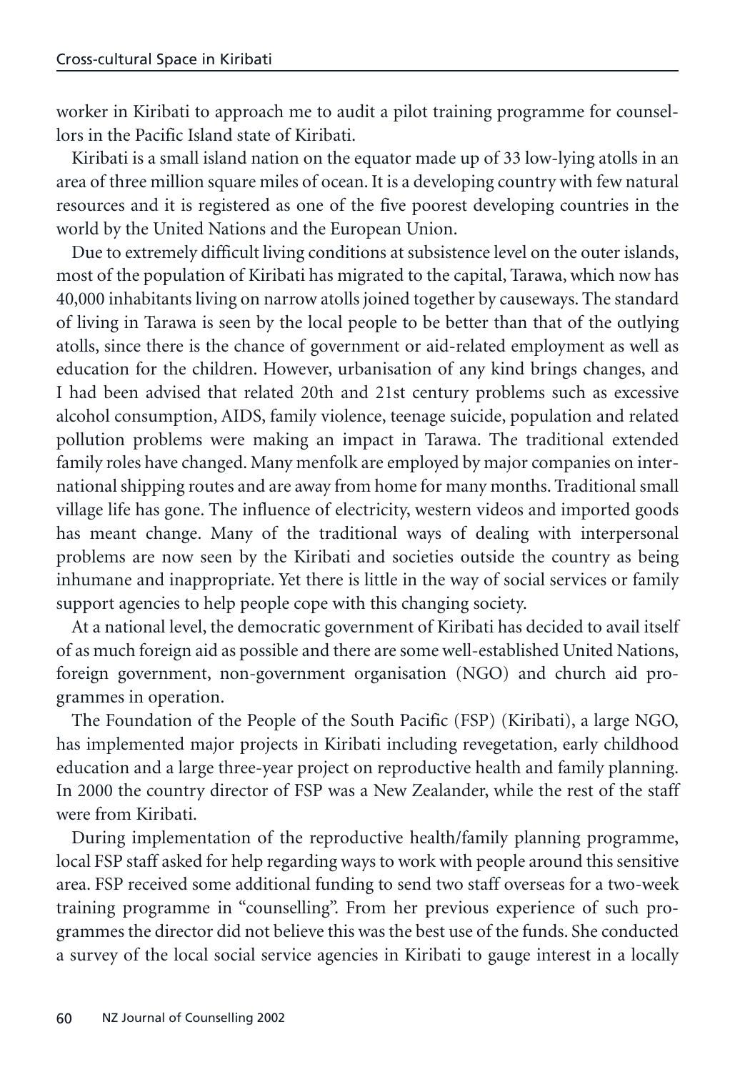worker in Kiribati to approach me to audit a pilot training programme for counsellors in the Pacific Island state of Kiribati.

Kiribati is a small island nation on the equator made up of 33 low-lying atolls in an area of three million square miles of ocean. It is a developing country with few natural resources and it is registered as one of the five poorest developing countries in the world by the United Nations and the European Union.

Due to extremely difficult living conditions at subsistence level on the outer islands, most of the population of Kiribati has migrated to the capital, Tarawa, which now has 40,000 inhabitants living on narrow atolls joined together by causeways. The standard of living in Tarawa is seen by the local people to be better than that of the outlying atolls, since there is the chance of government or aid-related employment as well as education for the children. However, urbanisation of any kind brings changes, and I had been advised that related 20th and 21st century problems such as excessive alcohol consumption, AIDS, family violence, teenage suicide, population and related pollution problems were making an impact in Tarawa. The traditional extended family roles have changed. Many menfolk are employed by major companies on international shipping routes and are away from home for many months. Traditional small village life has gone. The influence of electricity, western videos and imported goods has meant change. Many of the traditional ways of dealing with interpersonal problems are now seen by the Kiribati and societies outside the country as being inhumane and inappropriate. Yet there is little in the way of social services or family support agencies to help people cope with this changing society.

At a national level, the democratic government of Kiribati has decided to avail itself of as much foreign aid as possible and there are some well-established United Nations, foreign government, non-government organisation (NGO) and church aid programmes in operation.

The Foundation of the People of the South Pacific (FSP) (Kiribati), a large NGO, has implemented major projects in Kiribati including revegetation, early childhood education and a large three-year project on reproductive health and family planning. In 2000 the country director of FSP was a New Zealander, while the rest of the staff were from Kiribati.

During implementation of the reproductive health/family planning programme, local FSP staff asked for help regarding ways to work with people around this sensitive area. FSP received some additional funding to send two staff overseas for a two-week training programme in "counselling". From her previous experience of such programmes the director did not believe this was the best use of the funds. She conducted a survey of the local social service agencies in Kiribati to gauge interest in a locally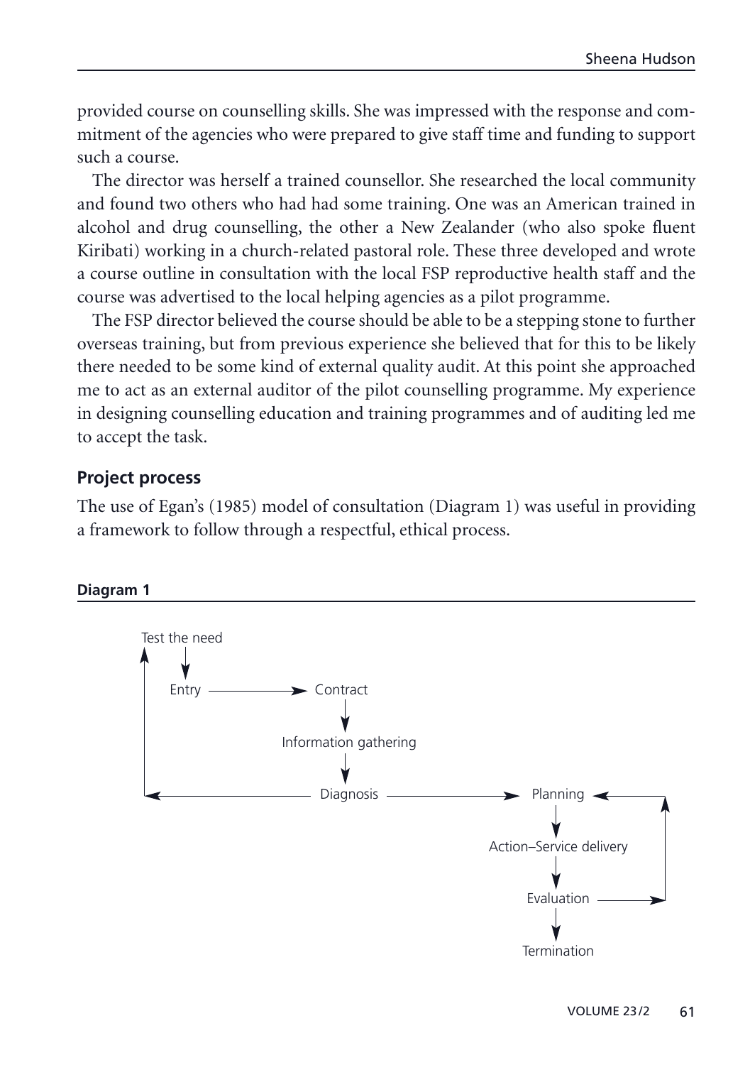provided course on counselling skills. She was impressed with the response and commitment of the agencies who were prepared to give staff time and funding to support such a course.

The director was herself a trained counsellor. She researched the local community and found two others who had had some training. One was an American trained in alcohol and drug counselling, the other a New Zealander (who also spoke fluent Kiribati) working in a church-related pastoral role. These three developed and wrote a course outline in consultation with the local FSP reproductive health staff and the course was advertised to the local helping agencies as a pilot programme.

The FSP director believed the course should be able to be a stepping stone to further overseas training, but from previous experience she believed that for this to be likely there needed to be some kind of external quality audit. At this point she approached me to act as an external auditor of the pilot counselling programme. My experience in designing counselling education and training programmes and of auditing led me to accept the task.

## Project process

The use of Egan's (1985) model of consultation (Diagram 1) was useful in providing a framework to follow through a respectful, ethical process.

**Diagram 1**

Test the need → Entry → Contract → Information gathering → Diagnosis → Planning → Action–Service delivery → Evaluation → Termination

(Diagnosis → back to Test the need; Evaluation → back to Planning)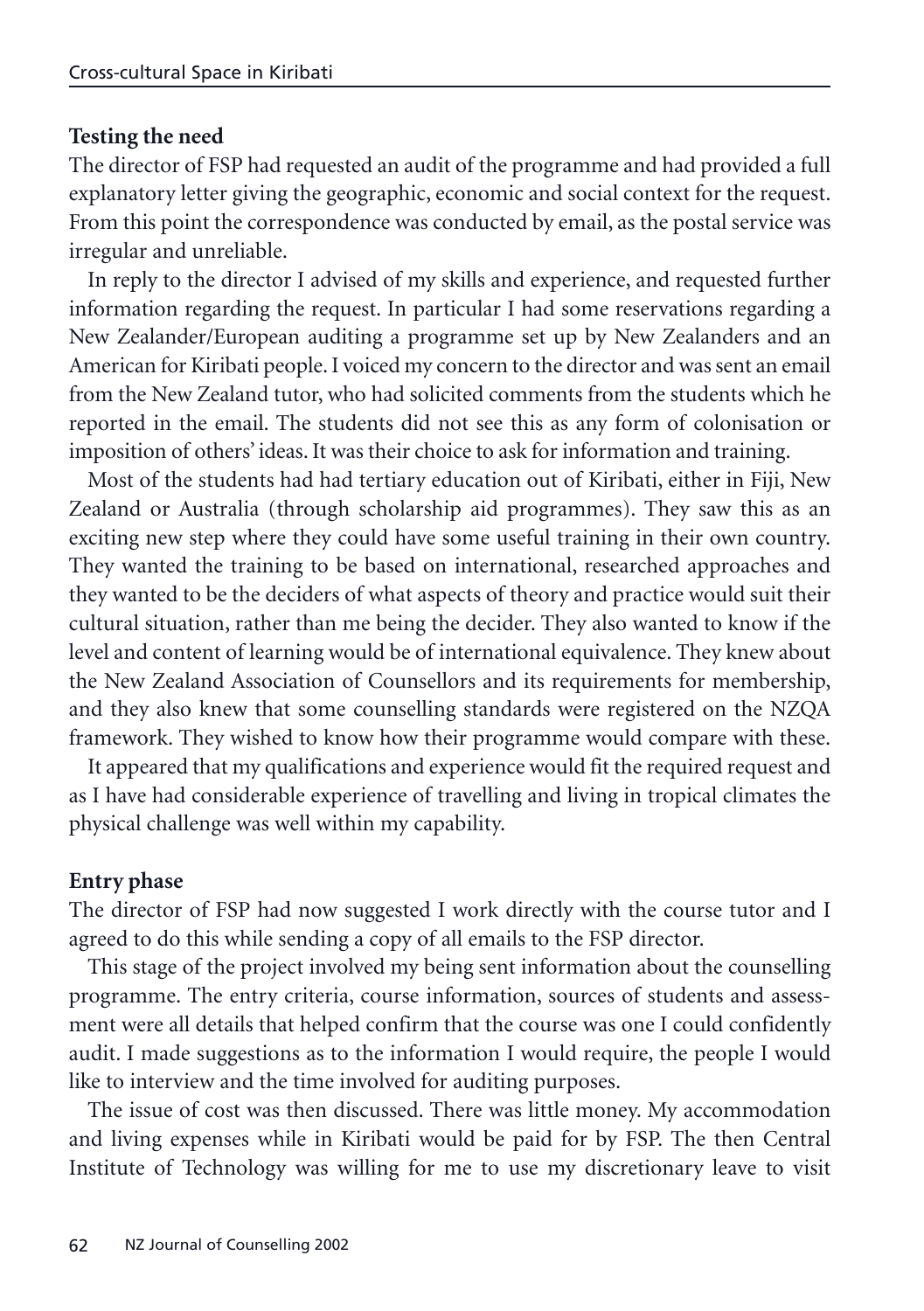**Testing the need**

The director of FSP had requested an audit of the programme and had provided a full explanatory letter giving the geographic, economic and social context for the request. From this point the correspondence was conducted by email, as the postal service was irregular and unreliable.

In reply to the director I advised of my skills and experience, and requested further information regarding the request. In particular I had some reservations regarding a New Zealander/European auditing a programme set up by New Zealanders and an American for Kiribati people. I voiced my concern to the director and was sent an email from the New Zealand tutor, who had solicited comments from the students which he reported in the email. The students did not see this as any form of colonisation or imposition of others' ideas. It was their choice to ask for information and training.

Most of the students had had tertiary education out of Kiribati, either in Fiji, New Zealand or Australia (through scholarship aid programmes). They saw this as an exciting new step where they could have some useful training in their own country. They wanted the training to be based on international, researched approaches and they wanted to be the deciders of what aspects of theory and practice would suit their cultural situation, rather than me being the decider. They also wanted to know if the level and content of learning would be of international equivalence. They knew about the New Zealand Association of Counsellors and its requirements for membership, and they also knew that some counselling standards were registered on the NZQA framework. They wished to know how their programme would compare with these.

It appeared that my qualifications and experience would fit the required request and as I have had considerable experience of travelling and living in tropical climates the physical challenge was well within my capability.

**Entry phase**

The director of FSP had now suggested I work directly with the course tutor and I agreed to do this while sending a copy of all emails to the FSP director.

This stage of the project involved my being sent information about the counselling programme. The entry criteria, course information, sources of students and assessment were all details that helped confirm that the course was one I could confidently audit. I made suggestions as to the information I would require, the people I would like to interview and the time involved for auditing purposes.

The issue of cost was then discussed. There was little money. My accommodation and living expenses while in Kiribati would be paid for by FSP. The then Central Institute of Technology was willing for me to use my discretionary leave to visit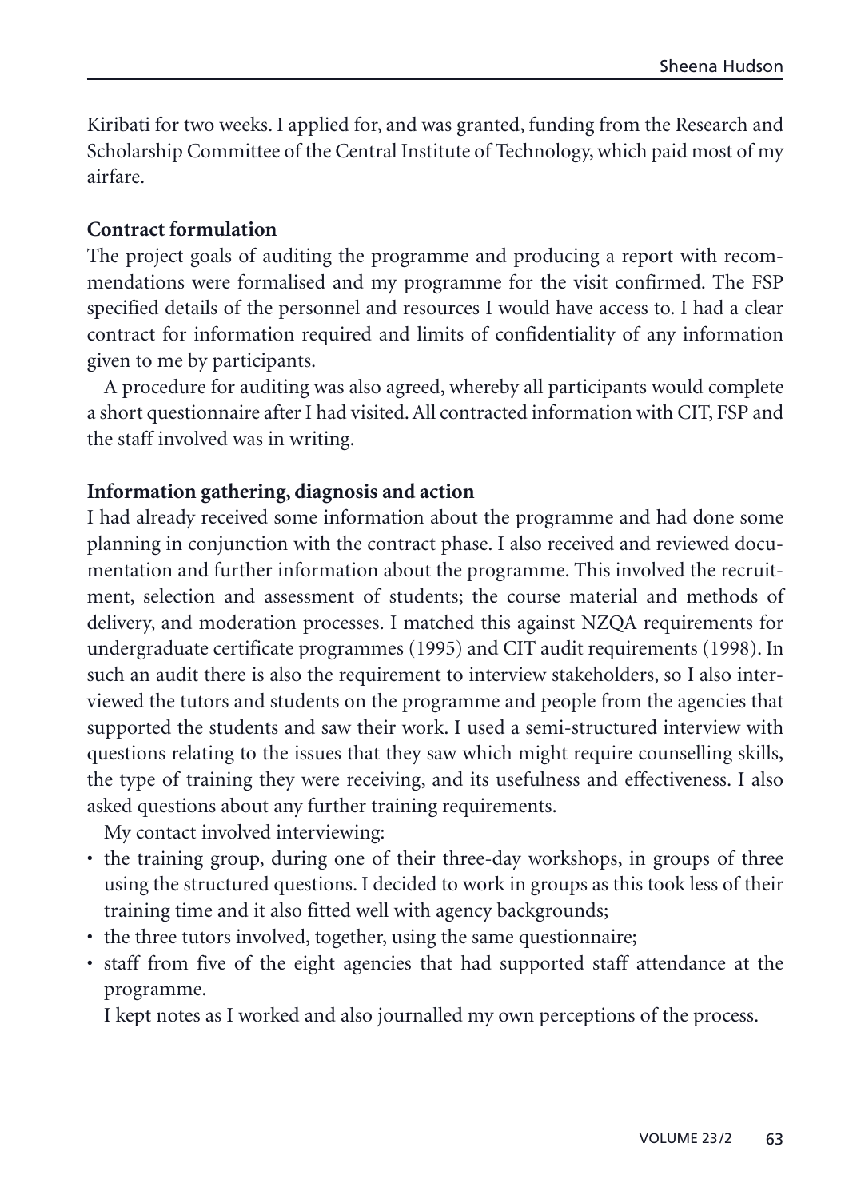Kiribati for two weeks. I applied for, and was granted, funding from the Research and Scholarship Committee of the Central Institute of Technology, which paid most of my airfare.

**Contract formulation**

The project goals of auditing the programme and producing a report with recommendations were formalised and my programme for the visit confirmed. The FSP specified details of the personnel and resources I would have access to. I had a clear contract for information required and limits of confidentiality of any information given to me by participants.

A procedure for auditing was also agreed, whereby all participants would complete a short questionnaire after I had visited. All contracted information with CIT, FSP and the staff involved was in writing.

**Information gathering, diagnosis and action**

I had already received some information about the programme and had done some planning in conjunction with the contract phase. I also received and reviewed documentation and further information about the programme. This involved the recruitment, selection and assessment of students; the course material and methods of delivery, and moderation processes. I matched this against NZQA requirements for undergraduate certificate programmes (1995) and CIT audit requirements (1998). In such an audit there is also the requirement to interview stakeholders, so I also interviewed the tutors and students on the programme and people from the agencies that supported the students and saw their work. I used a semi-structured interview with questions relating to the issues that they saw which might require counselling skills, the type of training they were receiving, and its usefulness and effectiveness. I also asked questions about any further training requirements.

My contact involved interviewing:

- the training group, during one of their three-day workshops, in groups of three using the structured questions. I decided to work in groups as this took less of their training time and it also fitted well with agency backgrounds;
- the three tutors involved, together, using the same questionnaire;
- staff from five of the eight agencies that had supported staff attendance at the programme.

I kept notes as I worked and also journalled my own perceptions of the process.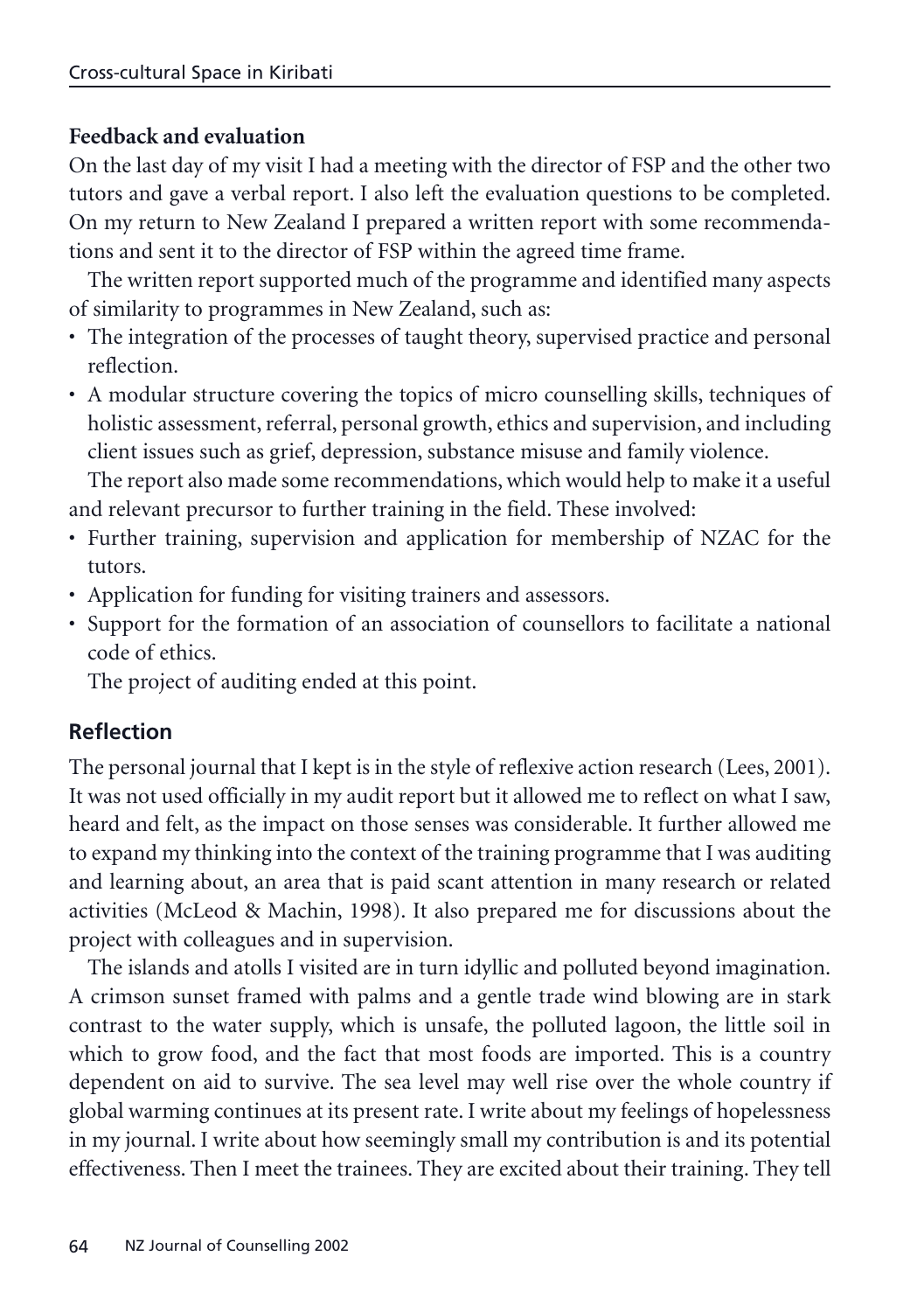**Feedback and evaluation**

On the last day of my visit I had a meeting with the director of FSP and the other two tutors and gave a verbal report. I also left the evaluation questions to be completed. On my return to New Zealand I prepared a written report with some recommendations and sent it to the director of FSP within the agreed time frame.

The written report supported much of the programme and identified many aspects of similarity to programmes in New Zealand, such as:

- The integration of the processes of taught theory, supervised practice and personal reflection.
- A modular structure covering the topics of micro counselling skills, techniques of holistic assessment, referral, personal growth, ethics and supervision, and including client issues such as grief, depression, substance misuse and family violence.

The report also made some recommendations, which would help to make it a useful and relevant precursor to further training in the field. These involved:

- Further training, supervision and application for membership of NZAC for the tutors.
- Application for funding for visiting trainers and assessors.
- Support for the formation of an association of counsellors to facilitate a national code of ethics.

The project of auditing ended at this point.

## Reflection

The personal journal that I kept is in the style of reflexive action research (Lees, 2001). It was not used officially in my audit report but it allowed me to reflect on what I saw, heard and felt, as the impact on those senses was considerable. It further allowed me to expand my thinking into the context of the training programme that I was auditing and learning about, an area that is paid scant attention in many research or related activities (McLeod & Machin, 1998). It also prepared me for discussions about the project with colleagues and in supervision.

The islands and atolls I visited are in turn idyllic and polluted beyond imagination. A crimson sunset framed with palms and a gentle trade wind blowing are in stark contrast to the water supply, which is unsafe, the polluted lagoon, the little soil in which to grow food, and the fact that most foods are imported. This is a country dependent on aid to survive. The sea level may well rise over the whole country if global warming continues at its present rate. I write about my feelings of hopelessness in my journal. I write about how seemingly small my contribution is and its potential effectiveness. Then I meet the trainees. They are excited about their training. They tell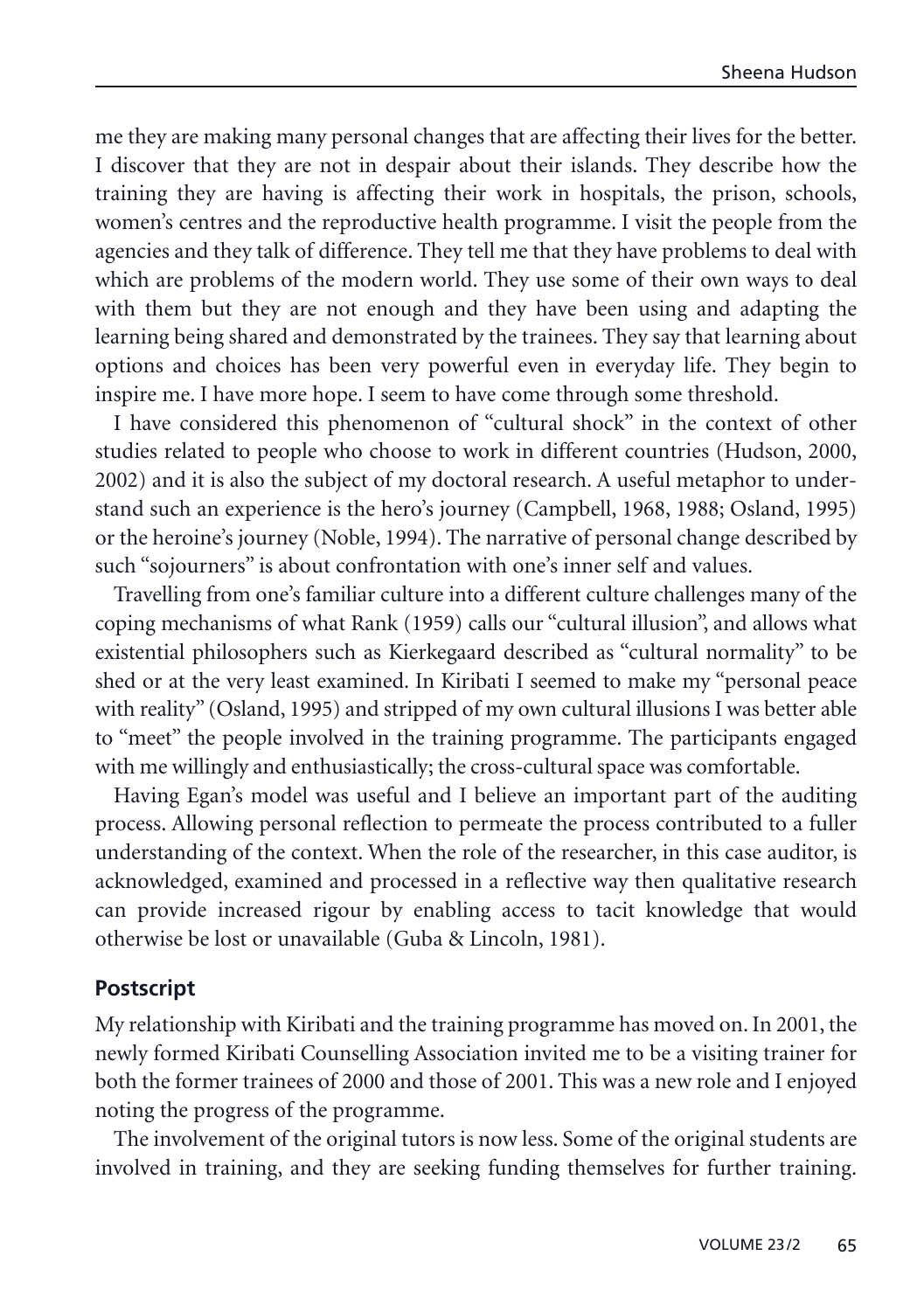me they are making many personal changes that are affecting their lives for the better. I discover that they are not in despair about their islands. They describe how the training they are having is affecting their work in hospitals, the prison, schools, women's centres and the reproductive health programme. I visit the people from the agencies and they talk of difference. They tell me that they have problems to deal with which are problems of the modern world. They use some of their own ways to deal with them but they are not enough and they have been using and adapting the learning being shared and demonstrated by the trainees. They say that learning about options and choices has been very powerful even in everyday life. They begin to inspire me. I have more hope. I seem to have come through some threshold.

I have considered this phenomenon of "cultural shock" in the context of other studies related to people who choose to work in different countries (Hudson, 2000, 2002) and it is also the subject of my doctoral research. A useful metaphor to understand such an experience is the hero's journey (Campbell, 1968, 1988; Osland, 1995) or the heroine's journey (Noble, 1994). The narrative of personal change described by such "sojourners" is about confrontation with one's inner self and values.

Travelling from one's familiar culture into a different culture challenges many of the coping mechanisms of what Rank (1959) calls our "cultural illusion", and allows what existential philosophers such as Kierkegaard described as "cultural normality" to be shed or at the very least examined. In Kiribati I seemed to make my "personal peace with reality" (Osland, 1995) and stripped of my own cultural illusions I was better able to "meet" the people involved in the training programme. The participants engaged with me willingly and enthusiastically; the cross-cultural space was comfortable.

Having Egan's model was useful and I believe an important part of the auditing process. Allowing personal reflection to permeate the process contributed to a fuller understanding of the context. When the role of the researcher, in this case auditor, is acknowledged, examined and processed in a reflective way then qualitative research can provide increased rigour by enabling access to tacit knowledge that would otherwise be lost or unavailable (Guba & Lincoln, 1981).

## Postscript

My relationship with Kiribati and the training programme has moved on. In 2001, the newly formed Kiribati Counselling Association invited me to be a visiting trainer for both the former trainees of 2000 and those of 2001. This was a new role and I enjoyed noting the progress of the programme.

The involvement of the original tutors is now less. Some of the original students are involved in training, and they are seeking funding themselves for further training.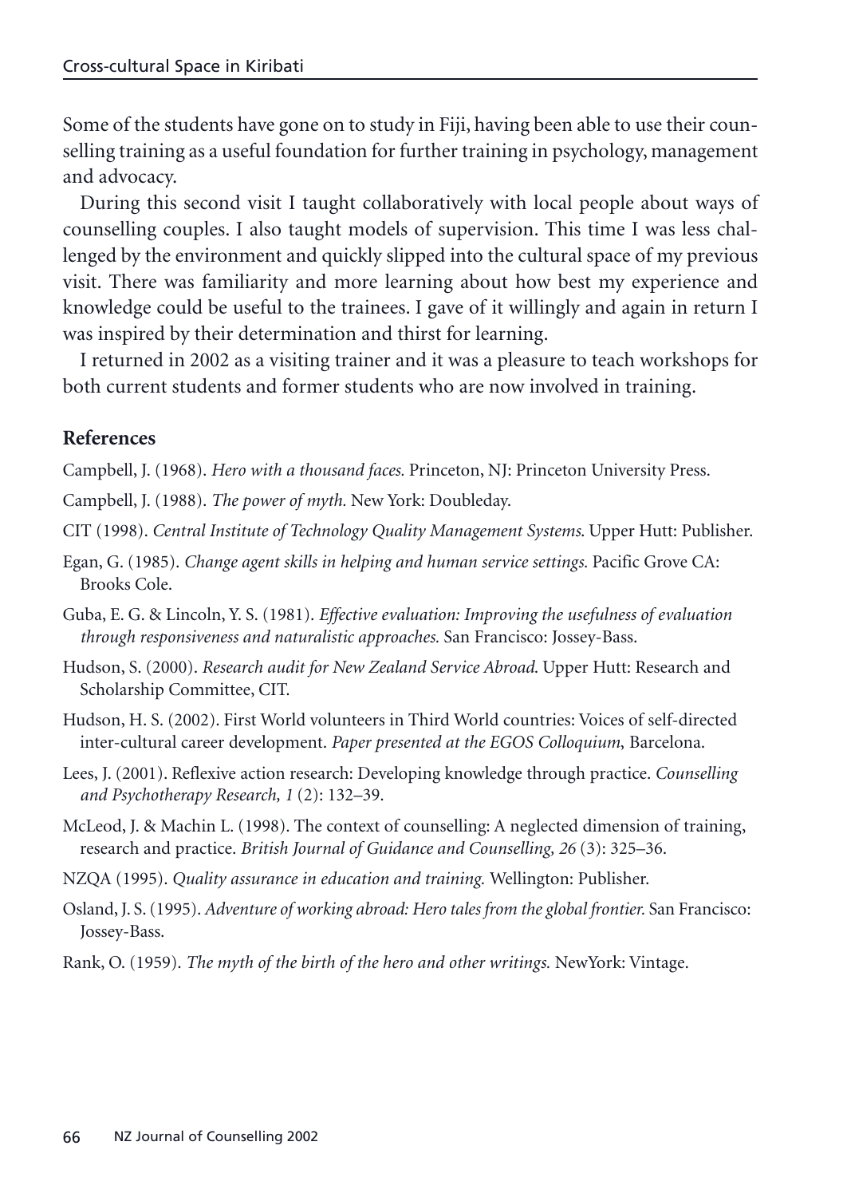Some of the students have gone on to study in Fiji, having been able to use their counselling training as a useful foundation for further training in psychology, management and advocacy.

During this second visit I taught collaboratively with local people about ways of counselling couples. I also taught models of supervision. This time I was less challenged by the environment and quickly slipped into the cultural space of my previous visit. There was familiarity and more learning about how best my experience and knowledge could be useful to the trainees. I gave of it willingly and again in return I was inspired by their determination and thirst for learning.

I returned in 2002 as a visiting trainer and it was a pleasure to teach workshops for both current students and former students who are now involved in training.

## References

Campbell, J. (1968). *Hero with a thousand faces.* Princeton, NJ: Princeton University Press.

Campbell, J. (1988). *The power of myth.* New York: Doubleday.

CIT (1998). *Central Institute of Technology Quality Management Systems.* Upper Hutt: Publisher.

Egan, G. (1985). *Change agent skills in helping and human service settings.* Pacific Grove CA: Brooks Cole.

Guba, E. G. & Lincoln, Y. S. (1981). *Effective evaluation: Improving the usefulness of evaluation through responsiveness and naturalistic approaches.* San Francisco: Jossey-Bass.

Hudson, S. (2000). *Research audit for New Zealand Service Abroad.* Upper Hutt: Research and Scholarship Committee, CIT.

Hudson, H. S. (2002). First World volunteers in Third World countries: Voices of self-directed inter-cultural career development. *Paper presented at the EGOS Colloquium,* Barcelona.

Lees, J. (2001). Reflexive action research: Developing knowledge through practice. *Counselling and Psychotherapy Research, 1* (2): 132–39.

McLeod, J. & Machin L. (1998). The context of counselling: A neglected dimension of training, research and practice. *British Journal of Guidance and Counselling, 26* (3): 325–36.

NZQA (1995). *Quality assurance in education and training.* Wellington: Publisher.

Osland, J. S. (1995). *Adventure of working abroad: Hero tales from the global frontier.* San Francisco: Jossey-Bass.

Rank, O. (1959). *The myth of the birth of the hero and other writings.* NewYork: Vintage.